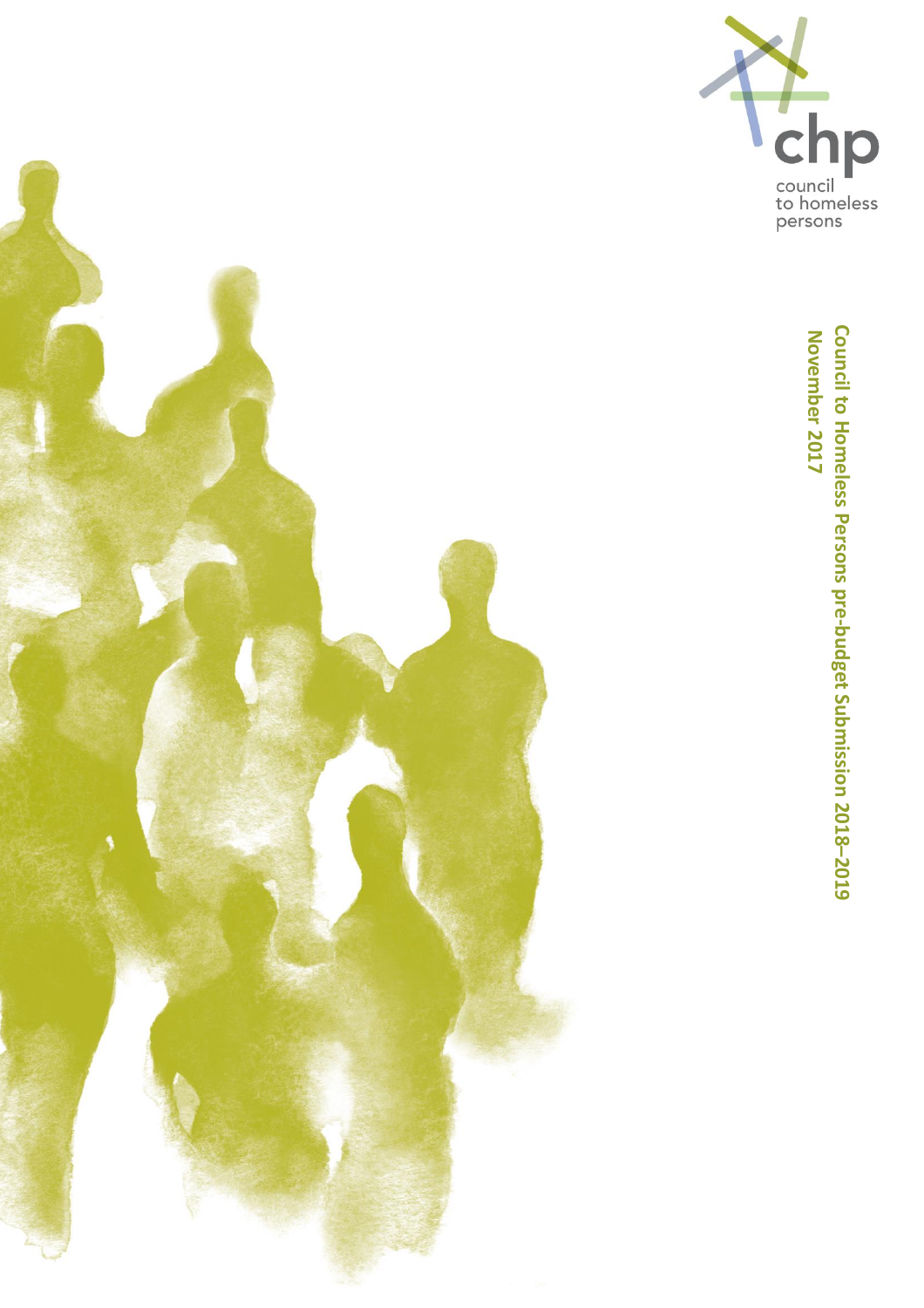chp

council to homeless persons

# Council to Homeless Persons pre-budget Submission 2018–2019

November 2017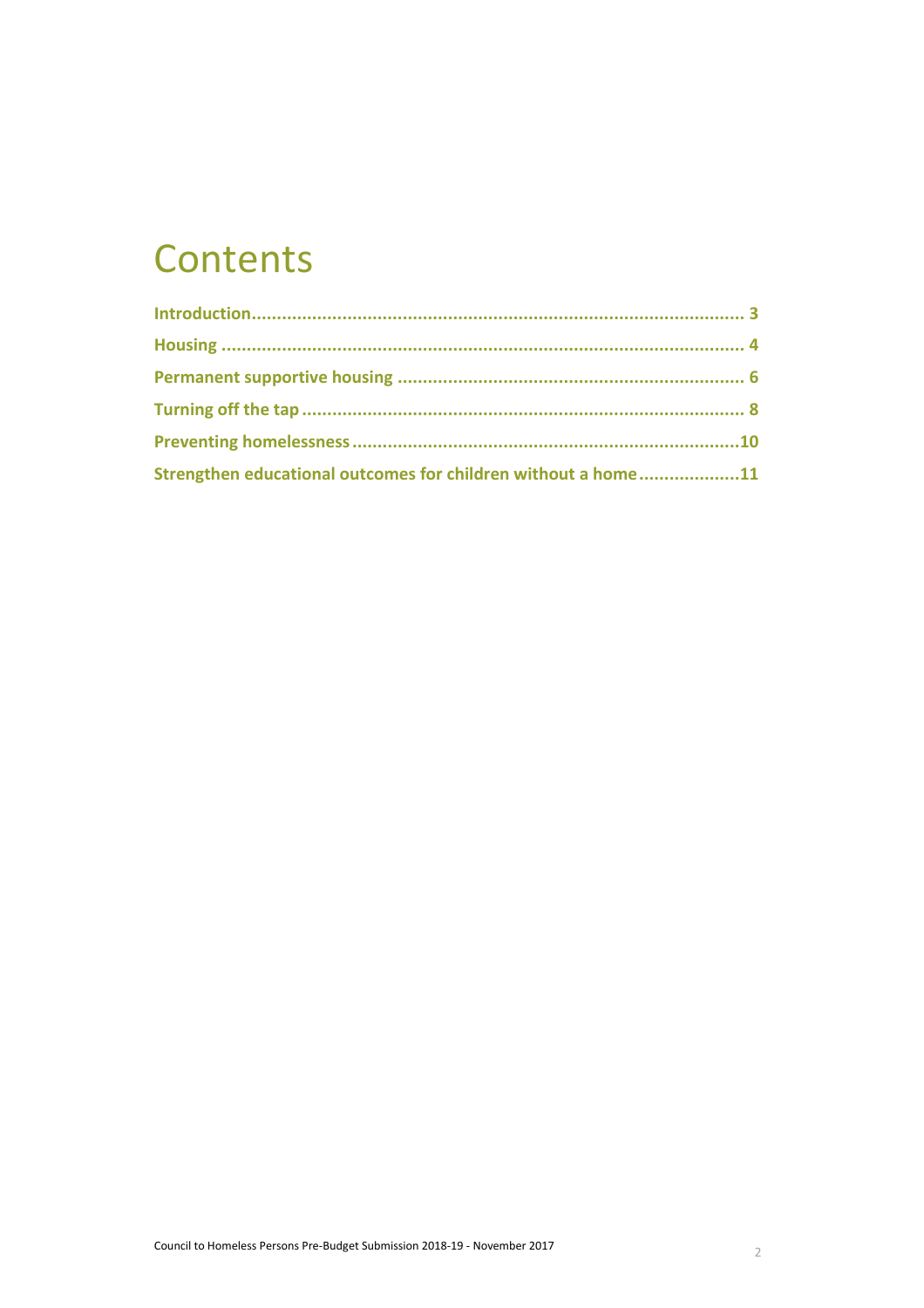# Contents

**Introduction................................................................................................ 3**

**Housing ..................................................................................................... 4**

**Permanent supportive housing .................................................................... 6**

**Turning off the tap ...................................................................................... 8**

**Preventing homelessness ...........................................................................10**

**Strengthen educational outcomes for children without a home ...................11**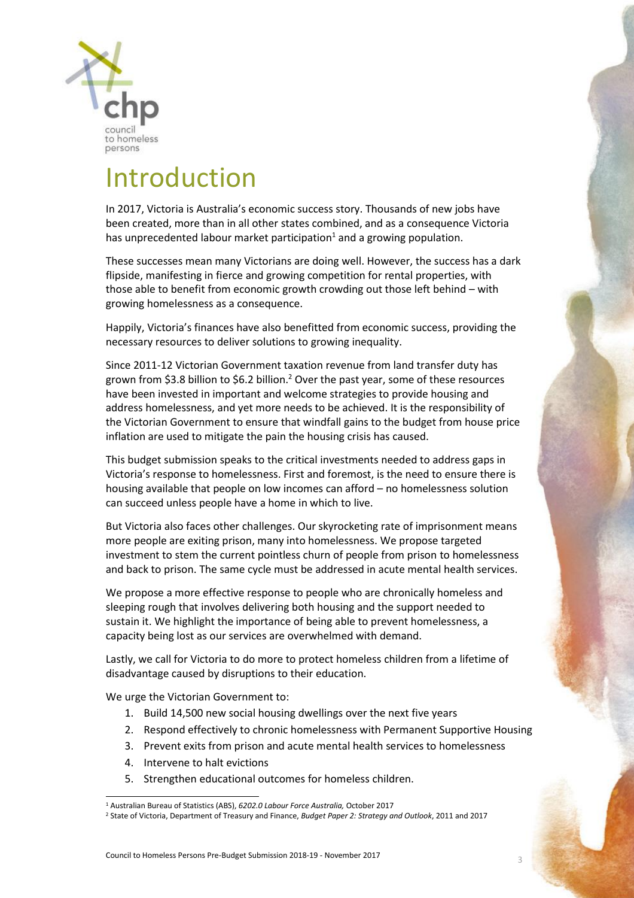# Introduction

In 2017, Victoria is Australia's economic success story. Thousands of new jobs have been created, more than in all other states combined, and as a consequence Victoria has unprecedented labour market participation[1] and a growing population.

These successes mean many Victorians are doing well. However, the success has a dark flipside, manifesting in fierce and growing competition for rental properties, with those able to benefit from economic growth crowding out those left behind – with growing homelessness as a consequence.

Happily, Victoria's finances have also benefitted from economic success, providing the necessary resources to deliver solutions to growing inequality.

Since 2011-12 Victorian Government taxation revenue from land transfer duty has grown from $3.8 billion to $6.2 billion.[2] Over the past year, some of these resources have been invested in important and welcome strategies to provide housing and address homelessness, and yet more needs to be achieved. It is the responsibility of the Victorian Government to ensure that windfall gains to the budget from house price inflation are used to mitigate the pain the housing crisis has caused.

This budget submission speaks to the critical investments needed to address gaps in Victoria's response to homelessness. First and foremost, is the need to ensure there is housing available that people on low incomes can afford – no homelessness solution can succeed unless people have a home in which to live.

But Victoria also faces other challenges. Our skyrocketing rate of imprisonment means more people are exiting prison, many into homelessness. We propose targeted investment to stem the current pointless churn of people from prison to homelessness and back to prison. The same cycle must be addressed in acute mental health services.

We propose a more effective response to people who are chronically homeless and sleeping rough that involves delivering both housing and the support needed to sustain it. We highlight the importance of being able to prevent homelessness, a capacity being lost as our services are overwhelmed with demand.

Lastly, we call for Victoria to do more to protect homeless children from a lifetime of disadvantage caused by disruptions to their education.

We urge the Victorian Government to:

1. Build 14,500 new social housing dwellings over the next five years
2. Respond effectively to chronic homelessness with Permanent Supportive Housing
3. Prevent exits from prison and acute mental health services to homelessness
4. Intervene to halt evictions
5. Strengthen educational outcomes for homeless children.

---

[1] Australian Bureau of Statistics (ABS), *6202.0 Labour Force Australia,* October 2017

[2] State of Victoria, Department of Treasury and Finance, *Budget Paper 2: Strategy and Outlook*, 2011 and 2017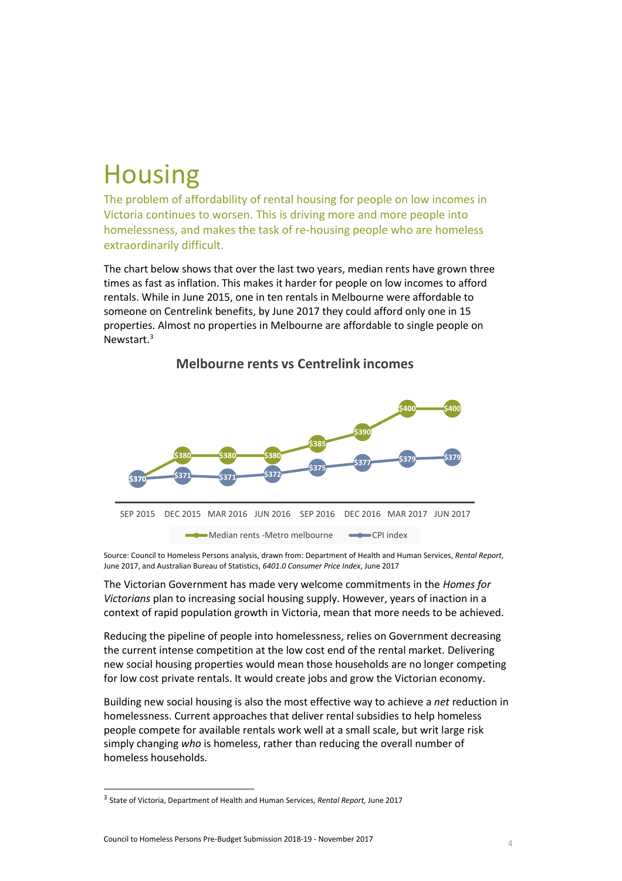# Housing

The problem of affordability of rental housing for people on low incomes in Victoria continues to worsen. This is driving more and more people into homelessness, and makes the task of re-housing people who are homeless extraordinarily difficult.

The chart below shows that over the last two years, median rents have grown three times as fast as inflation. This makes it harder for people on low incomes to afford rentals. While in June 2015, one in ten rentals in Melbourne were affordable to someone on Centrelink benefits, by June 2017 they could afford only one in 15 properties. Almost no properties in Melbourne are affordable to single people on Newstart.[3]

**Melbourne rents vs Centrelink incomes**

| | SEP 2015 | DEC 2015 | MAR 2016 | JUN 2016 | SEP 2016 | DEC 2016 | MAR 2017 | JUN 2017 |
|---|---|---|---|---|---|---|---|---|
| Median rents -Metro melbourne | $370 | $380 | $380 | $380 | $385 | $390 | $400 | $400 |
| CPI index | $370 | $371 | $371 | $372 | $375 | $377 | $379 | $379 |

Source: Council to Homeless Persons analysis, drawn from: Department of Health and Human Services, *Rental Report*, June 2017, and Australian Bureau of Statistics, *6401.0 Consumer Price Index*, June 2017

The Victorian Government has made very welcome commitments in the *Homes for Victorians* plan to increasing social housing supply. However, years of inaction in a context of rapid population growth in Victoria, mean that more needs to be achieved.

Reducing the pipeline of people into homelessness, relies on Government decreasing the current intense competition at the low cost end of the rental market. Delivering new social housing properties would mean those households are no longer competing for low cost private rentals. It would create jobs and grow the Victorian economy.

Building new social housing is also the most effective way to achieve a *net* reduction in homelessness. Current approaches that deliver rental subsidies to help homeless people compete for available rentals work well at a small scale, but writ large risk simply changing *who* is homeless, rather than reducing the overall number of homeless households.

---

[3] State of Victoria, Department of Health and Human Services, *Rental Report,* June 2017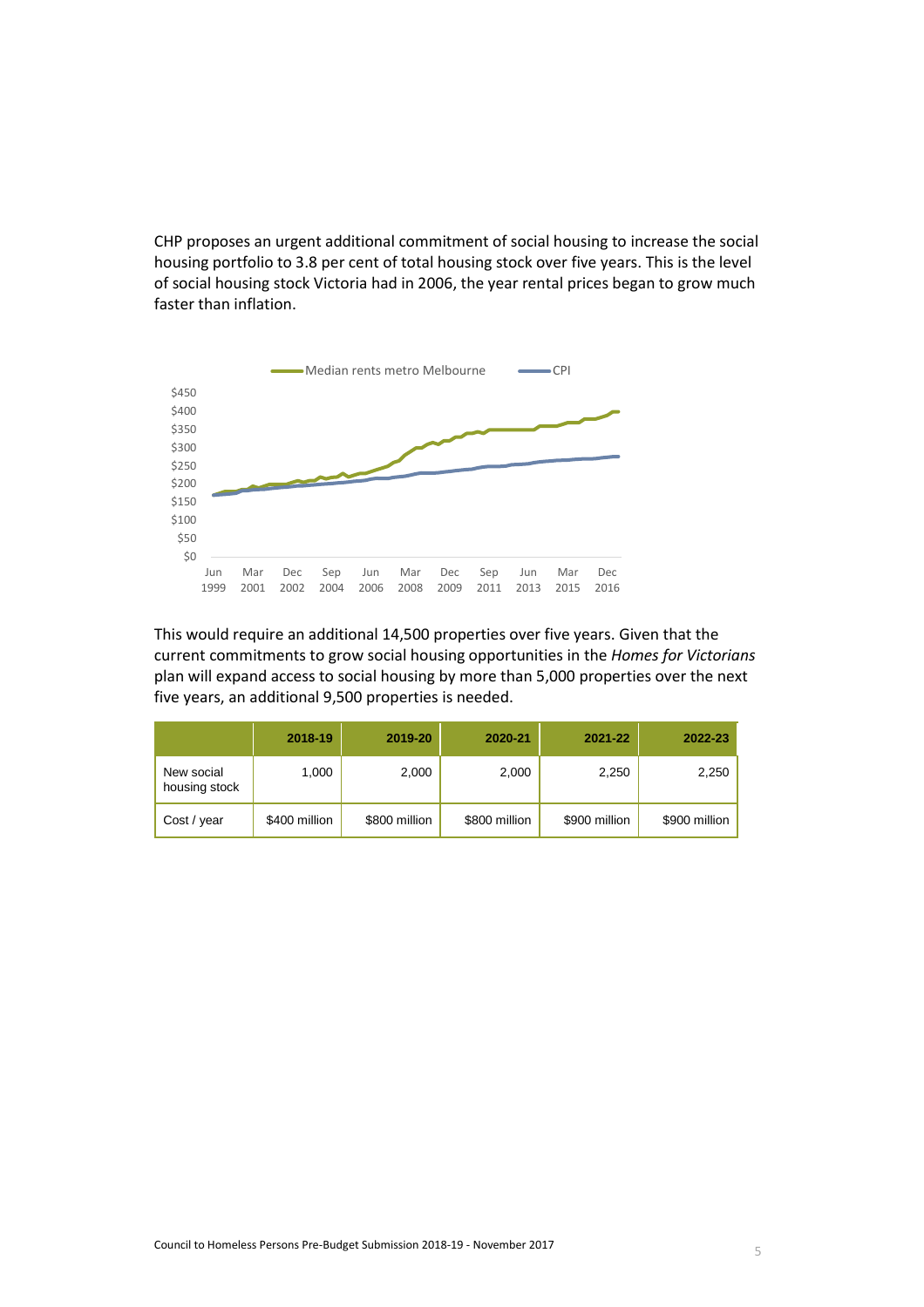CHP proposes an urgent additional commitment of social housing to increase the social housing portfolio to 3.8 per cent of total housing stock over five years. This is the level of social housing stock Victoria had in 2006, the year rental prices began to grow much faster than inflation.

This would require an additional 14,500 properties over five years. Given that the current commitments to grow social housing opportunities in the *Homes for Victorians* plan will expand access to social housing by more than 5,000 properties over the next five years, an additional 9,500 properties is needed.

| | 2018-19 | 2019-20 | 2020-21 | 2021-22 | 2022-23 |
|---|---|---|---|---|---|
| New social housing stock | 1,000 | 2,000 | 2,000 | 2,250 | 2,250 |
| Cost / year | $400 million | $800 million | $800 million | $900 million | $900 million |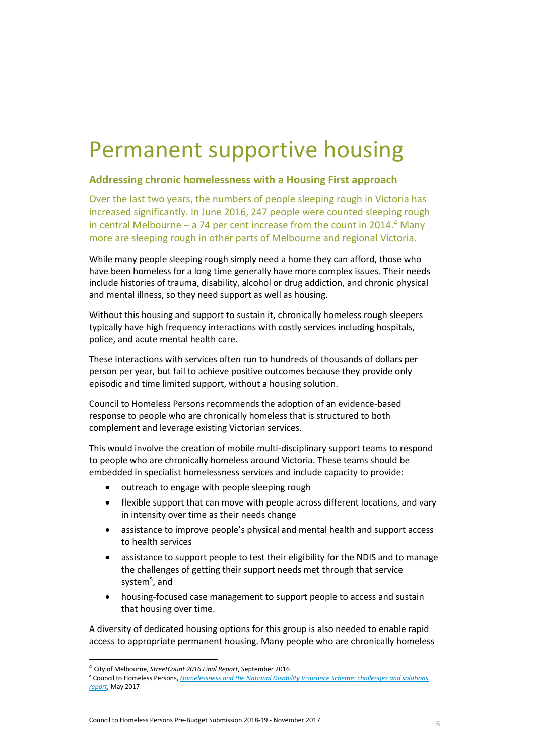# Permanent supportive housing

## Addressing chronic homelessness with a Housing First approach

Over the last two years, the numbers of people sleeping rough in Victoria has increased significantly. In June 2016, 247 people were counted sleeping rough in central Melbourne – a 74 per cent increase from the count in 2014.[4] Many more are sleeping rough in other parts of Melbourne and regional Victoria.

While many people sleeping rough simply need a home they can afford, those who have been homeless for a long time generally have more complex issues. Their needs include histories of trauma, disability, alcohol or drug addiction, and chronic physical and mental illness, so they need support as well as housing.

Without this housing and support to sustain it, chronically homeless rough sleepers typically have high frequency interactions with costly services including hospitals, police, and acute mental health care.

These interactions with services often run to hundreds of thousands of dollars per person per year, but fail to achieve positive outcomes because they provide only episodic and time limited support, without a housing solution.

Council to Homeless Persons recommends the adoption of an evidence-based response to people who are chronically homeless that is structured to both complement and leverage existing Victorian services.

This would involve the creation of mobile multi-disciplinary support teams to respond to people who are chronically homeless around Victoria. These teams should be embedded in specialist homelessness services and include capacity to provide:

- outreach to engage with people sleeping rough
- flexible support that can move with people across different locations, and vary in intensity over time as their needs change
- assistance to improve people's physical and mental health and support access to health services
- assistance to support people to test their eligibility for the NDIS and to manage the challenges of getting their support needs met through that service system[5], and
- housing-focused case management to support people to access and sustain that housing over time.

A diversity of dedicated housing options for this group is also needed to enable rapid access to appropriate permanent housing. Many people who are chronically homeless

---

[4] City of Melbourne, *StreetCount 2016 Final Report*, September 2016

[5] Council to Homeless Persons, *Homelessness and the National Disability Insurance Scheme: challenges and solutions report*, May 2017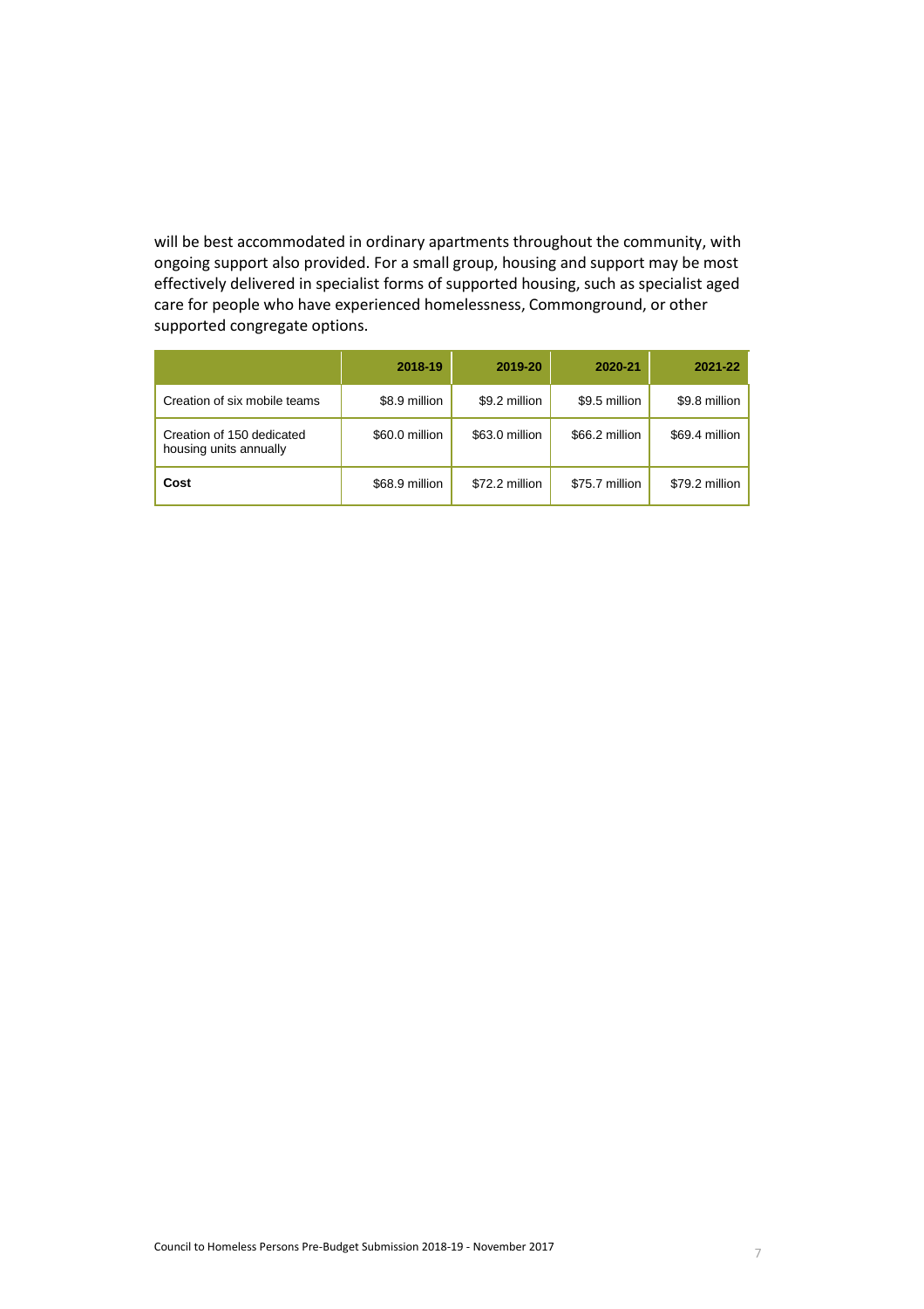will be best accommodated in ordinary apartments throughout the community, with ongoing support also provided. For a small group, housing and support may be most effectively delivered in specialist forms of supported housing, such as specialist aged care for people who have experienced homelessness, Commonground, or other supported congregate options.

| | 2018-19 | 2019-20 | 2020-21 | 2021-22 |
|---|---|---|---|---|
| Creation of six mobile teams | $8.9 million | $9.2 million | $9.5 million | $9.8 million |
| Creation of 150 dedicated housing units annually | $60.0 million | $63.0 million | $66.2 million | $69.4 million |
| **Cost** | $68.9 million | $72.2 million | $75.7 million | $79.2 million |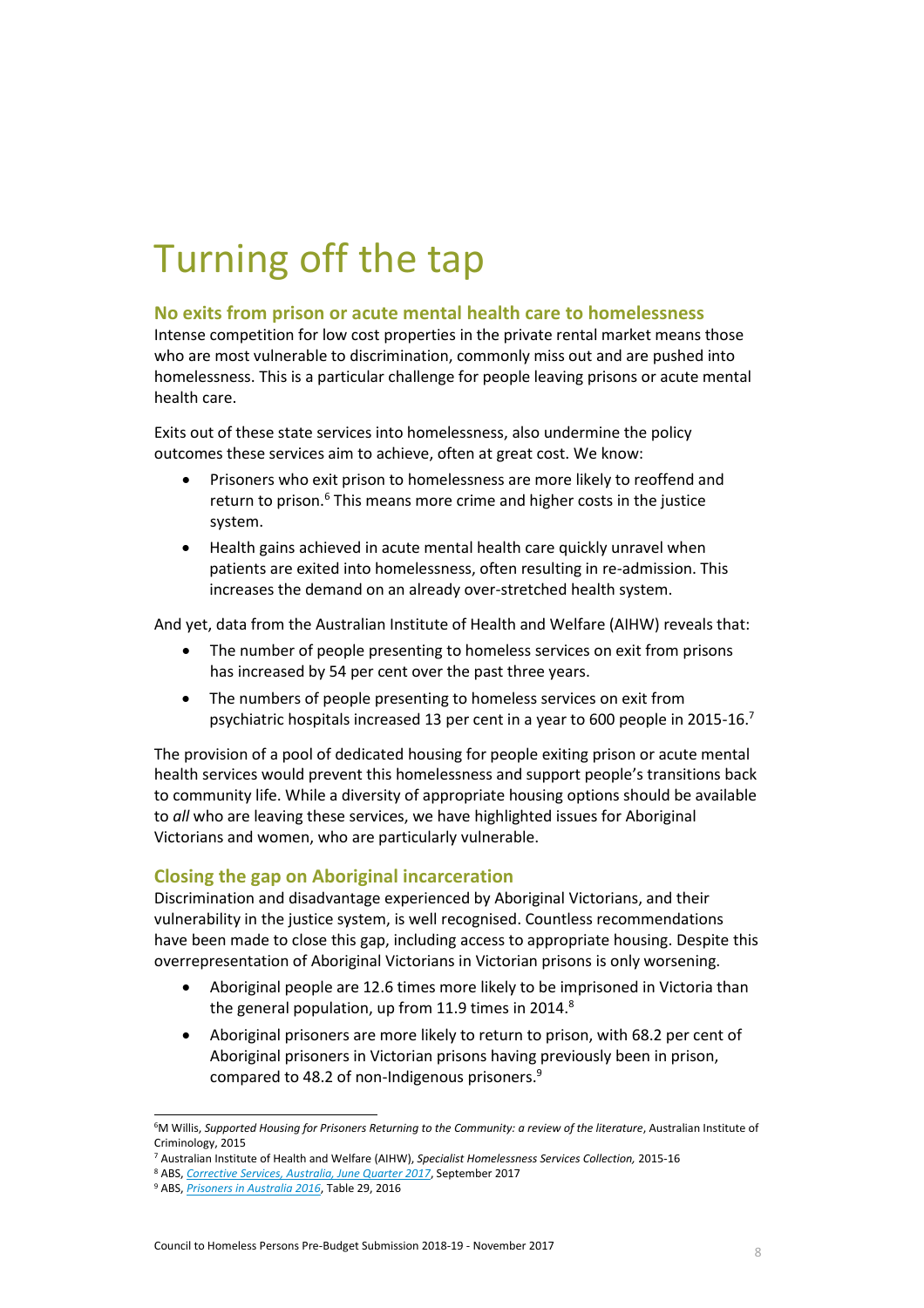# Turning off the tap

## No exits from prison or acute mental health care to homelessness

Intense competition for low cost properties in the private rental market means those who are most vulnerable to discrimination, commonly miss out and are pushed into homelessness. This is a particular challenge for people leaving prisons or acute mental health care.

Exits out of these state services into homelessness, also undermine the policy outcomes these services aim to achieve, often at great cost. We know:

- Prisoners who exit prison to homelessness are more likely to reoffend and return to prison.[6] This means more crime and higher costs in the justice system.
- Health gains achieved in acute mental health care quickly unravel when patients are exited into homelessness, often resulting in re-admission. This increases the demand on an already over-stretched health system.

And yet, data from the Australian Institute of Health and Welfare (AIHW) reveals that:

- The number of people presenting to homeless services on exit from prisons has increased by 54 per cent over the past three years.
- The numbers of people presenting to homeless services on exit from psychiatric hospitals increased 13 per cent in a year to 600 people in 2015-16.[7]

The provision of a pool of dedicated housing for people exiting prison or acute mental health services would prevent this homelessness and support people's transitions back to community life. While a diversity of appropriate housing options should be available to *all* who are leaving these services, we have highlighted issues for Aboriginal Victorians and women, who are particularly vulnerable.

## Closing the gap on Aboriginal incarceration

Discrimination and disadvantage experienced by Aboriginal Victorians, and their vulnerability in the justice system, is well recognised. Countless recommendations have been made to close this gap, including access to appropriate housing. Despite this overrepresentation of Aboriginal Victorians in Victorian prisons is only worsening.

- Aboriginal people are 12.6 times more likely to be imprisoned in Victoria than the general population, up from 11.9 times in 2014.[8]
- Aboriginal prisoners are more likely to return to prison, with 68.2 per cent of Aboriginal prisoners in Victorian prisons having previously been in prison, compared to 48.2 of non-Indigenous prisoners.[9]

---

[6] M Willis, *Supported Housing for Prisoners Returning to the Community: a review of the literature*, Australian Institute of Criminology, 2015

[7] Australian Institute of Health and Welfare (AIHW), *Specialist Homelessness Services Collection,* 2015-16

[8] ABS, *Corrective Services, Australia, June Quarter 2017*, September 2017

[9] ABS, *Prisoners in Australia 2016*, Table 29, 2016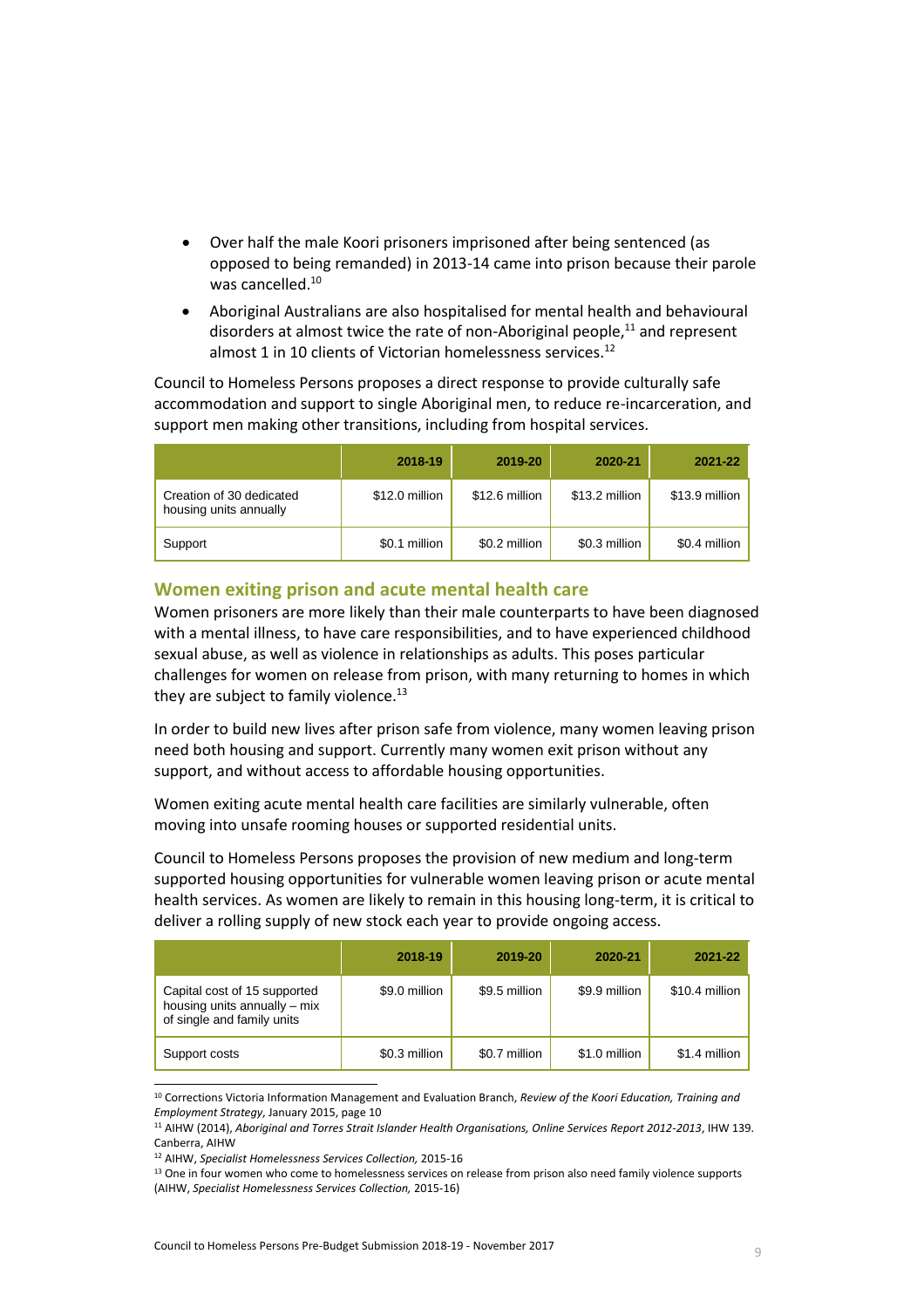- Over half the male Koori prisoners imprisoned after being sentenced (as opposed to being remanded) in 2013-14 came into prison because their parole was cancelled.[10]
- Aboriginal Australians are also hospitalised for mental health and behavioural disorders at almost twice the rate of non-Aboriginal people,[11] and represent almost 1 in 10 clients of Victorian homelessness services.[12]

Council to Homeless Persons proposes a direct response to provide culturally safe accommodation and support to single Aboriginal men, to reduce re-incarceration, and support men making other transitions, including from hospital services.

| | 2018-19 | 2019-20 | 2020-21 | 2021-22 |
|---|---|---|---|---|
| Creation of 30 dedicated housing units annually | $12.0 million | $12.6 million | $13.2 million | $13.9 million |
| Support | $0.1 million | $0.2 million | $0.3 million | $0.4 million |

## Women exiting prison and acute mental health care

Women prisoners are more likely than their male counterparts to have been diagnosed with a mental illness, to have care responsibilities, and to have experienced childhood sexual abuse, as well as violence in relationships as adults. This poses particular challenges for women on release from prison, with many returning to homes in which they are subject to family violence.[13]

In order to build new lives after prison safe from violence, many women leaving prison need both housing and support. Currently many women exit prison without any support, and without access to affordable housing opportunities.

Women exiting acute mental health care facilities are similarly vulnerable, often moving into unsafe rooming houses or supported residential units.

Council to Homeless Persons proposes the provision of new medium and long-term supported housing opportunities for vulnerable women leaving prison or acute mental health services. As women are likely to remain in this housing long-term, it is critical to deliver a rolling supply of new stock each year to provide ongoing access.

| | 2018-19 | 2019-20 | 2020-21 | 2021-22 |
|---|---|---|---|---|
| Capital cost of 15 supported housing units annually – mix of single and family units | $9.0 million | $9.5 million | $9.9 million | $10.4 million |
| Support costs | $0.3 million | $0.7 million | $1.0 million | $1.4 million |

---

[10] Corrections Victoria Information Management and Evaluation Branch, *Review of the Koori Education, Training and Employment Strategy*, January 2015, page 10

[11] AIHW (2014), *Aboriginal and Torres Strait Islander Health Organisations, Online Services Report 2012-2013*, IHW 139. Canberra, AIHW

[12] AIHW, *Specialist Homelessness Services Collection,* 2015-16

[13] One in four women who come to homelessness services on release from prison also need family violence supports (AIHW, *Specialist Homelessness Services Collection,* 2015-16)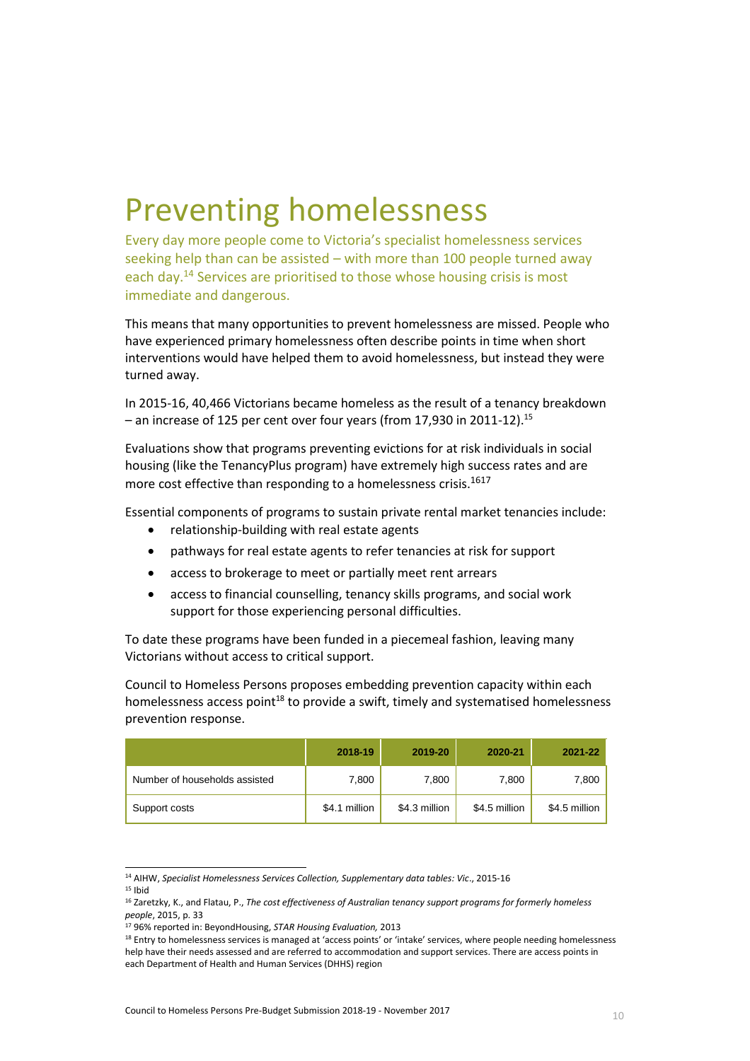# Preventing homelessness

Every day more people come to Victoria's specialist homelessness services seeking help than can be assisted – with more than 100 people turned away each day.[14] Services are prioritised to those whose housing crisis is most immediate and dangerous.

This means that many opportunities to prevent homelessness are missed. People who have experienced primary homelessness often describe points in time when short interventions would have helped them to avoid homelessness, but instead they were turned away.

In 2015-16, 40,466 Victorians became homeless as the result of a tenancy breakdown – an increase of 125 per cent over four years (from 17,930 in 2011-12).[15]

Evaluations show that programs preventing evictions for at risk individuals in social housing (like the TenancyPlus program) have extremely high success rates and are more cost effective than responding to a homelessness crisis.[16][17]

Essential components of programs to sustain private rental market tenancies include:

- relationship-building with real estate agents
- pathways for real estate agents to refer tenancies at risk for support
- access to brokerage to meet or partially meet rent arrears
- access to financial counselling, tenancy skills programs, and social work support for those experiencing personal difficulties.

To date these programs have been funded in a piecemeal fashion, leaving many Victorians without access to critical support.

Council to Homeless Persons proposes embedding prevention capacity within each homelessness access point[18] to provide a swift, timely and systematised homelessness prevention response.

| | 2018-19 | 2019-20 | 2020-21 | 2021-22 |
|---|---|---|---|---|
| Number of households assisted | 7,800 | 7,800 | 7,800 | 7,800 |
| Support costs | $4.1 million | $4.3 million | $4.5 million | $4.5 million |

---

[14] AIHW, *Specialist Homelessness Services Collection, Supplementary data tables: Vic*., 2015-16

[15] Ibid

[16] Zaretzky, K., and Flatau, P., *The cost effectiveness of Australian tenancy support programs for formerly homeless people*, 2015, p. 33

[17] 96% reported in: BeyondHousing, *STAR Housing Evaluation,* 2013

[18] Entry to homelessness services is managed at 'access points' or 'intake' services, where people needing homelessness help have their needs assessed and are referred to accommodation and support services. There are access points in each Department of Health and Human Services (DHHS) region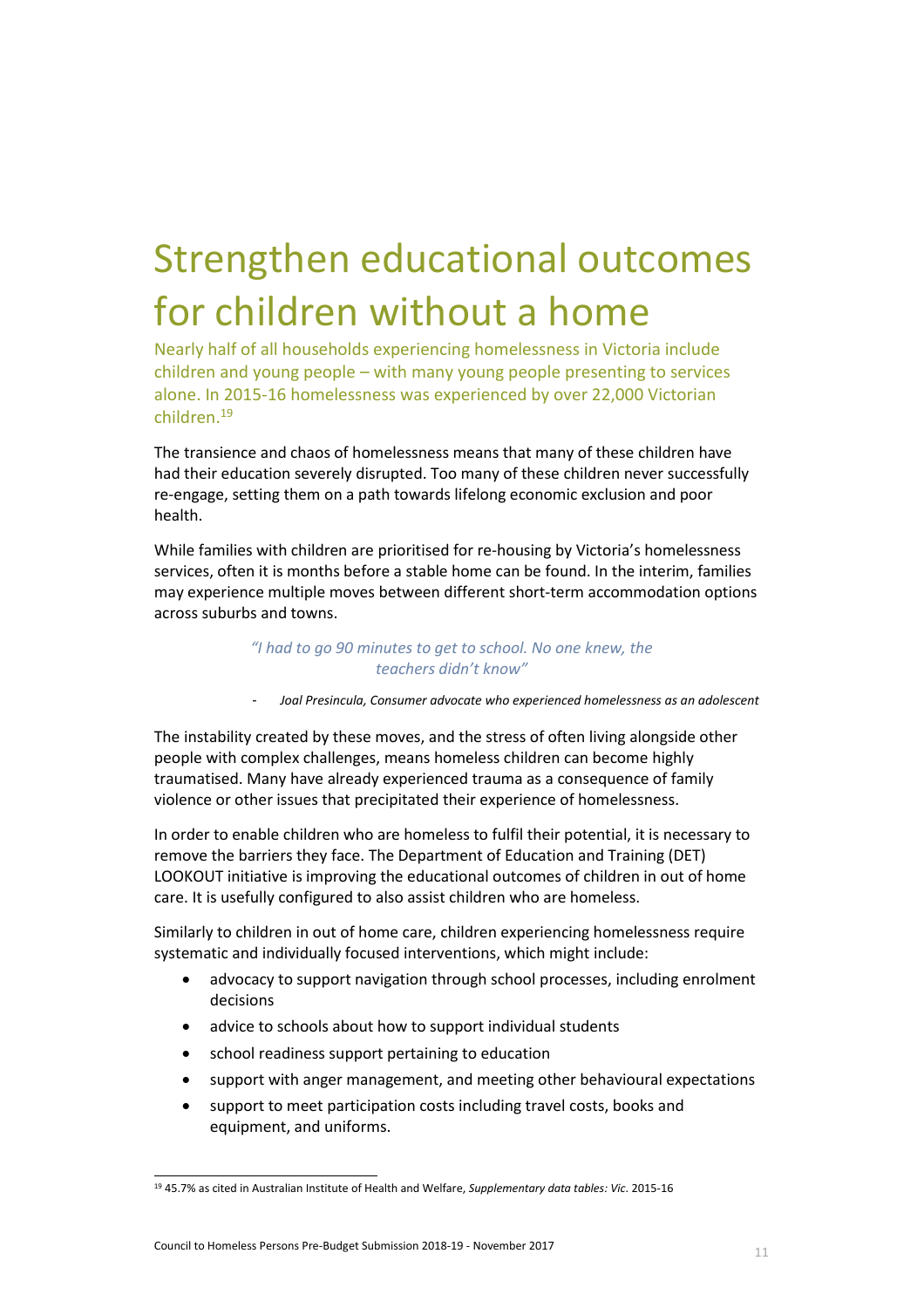# Strengthen educational outcomes for children without a home

Nearly half of all households experiencing homelessness in Victoria include children and young people – with many young people presenting to services alone. In 2015-16 homelessness was experienced by over 22,000 Victorian children.[19]

The transience and chaos of homelessness means that many of these children have had their education severely disrupted. Too many of these children never successfully re-engage, setting them on a path towards lifelong economic exclusion and poor health.

While families with children are prioritised for re-housing by Victoria's homelessness services, often it is months before a stable home can be found. In the interim, families may experience multiple moves between different short-term accommodation options across suburbs and towns.

> *"I had to go 90 minutes to get to school. No one knew, the teachers didn't know"*
>
> - *Joal Presincula, Consumer advocate who experienced homelessness as an adolescent*

The instability created by these moves, and the stress of often living alongside other people with complex challenges, means homeless children can become highly traumatised. Many have already experienced trauma as a consequence of family violence or other issues that precipitated their experience of homelessness.

In order to enable children who are homeless to fulfil their potential, it is necessary to remove the barriers they face. The Department of Education and Training (DET) LOOKOUT initiative is improving the educational outcomes of children in out of home care. It is usefully configured to also assist children who are homeless.

Similarly to children in out of home care, children experiencing homelessness require systematic and individually focused interventions, which might include:

- advocacy to support navigation through school processes, including enrolment decisions
- advice to schools about how to support individual students
- school readiness support pertaining to education
- support with anger management, and meeting other behavioural expectations
- support to meet participation costs including travel costs, books and equipment, and uniforms.

[19] 45.7% as cited in Australian Institute of Health and Welfare, *Supplementary data tables: Vic*. 2015-16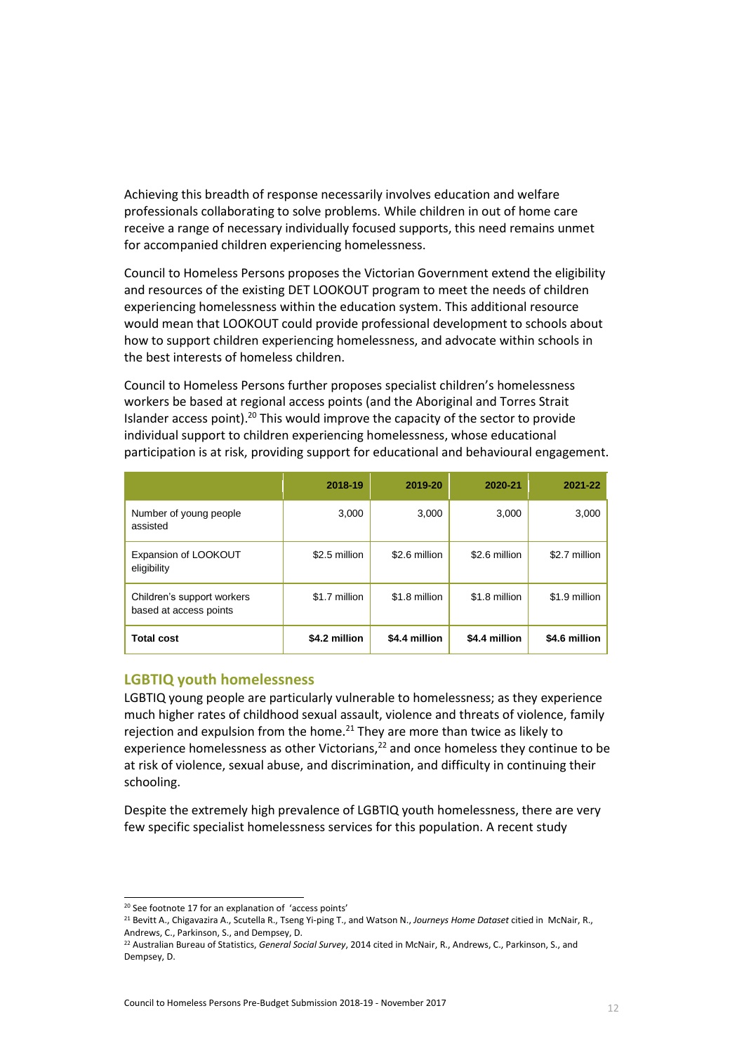Achieving this breadth of response necessarily involves education and welfare professionals collaborating to solve problems. While children in out of home care receive a range of necessary individually focused supports, this need remains unmet for accompanied children experiencing homelessness.

Council to Homeless Persons proposes the Victorian Government extend the eligibility and resources of the existing DET LOOKOUT program to meet the needs of children experiencing homelessness within the education system. This additional resource would mean that LOOKOUT could provide professional development to schools about how to support children experiencing homelessness, and advocate within schools in the best interests of homeless children.

Council to Homeless Persons further proposes specialist children's homelessness workers be based at regional access points (and the Aboriginal and Torres Strait Islander access point).[20] This would improve the capacity of the sector to provide individual support to children experiencing homelessness, whose educational participation is at risk, providing support for educational and behavioural engagement.

| | 2018-19 | 2019-20 | 2020-21 | 2021-22 |
|---|---|---|---|---|
| Number of young people assisted | 3,000 | 3,000 | 3,000 | 3,000 |
| Expansion of LOOKOUT eligibility | $2.5 million | $2.6 million | $2.6 million | $2.7 million |
| Children's support workers based at access points | $1.7 million | $1.8 million | $1.8 million | $1.9 million |
| **Total cost** | **$4.2 million** | **$4.4 million** | **$4.4 million** | **$4.6 million** |

## LGBTIQ youth homelessness

LGBTIQ young people are particularly vulnerable to homelessness; as they experience much higher rates of childhood sexual assault, violence and threats of violence, family rejection and expulsion from the home.[21] They are more than twice as likely to experience homelessness as other Victorians,[22] and once homeless they continue to be at risk of violence, sexual abuse, and discrimination, and difficulty in continuing their schooling.

Despite the extremely high prevalence of LGBTIQ youth homelessness, there are very few specific specialist homelessness services for this population. A recent study

---

[20] See footnote 17 for an explanation of 'access points'

[21] Bevitt A., Chigavazira A., Scutella R., Tseng Yi-ping T., and Watson N., *Journeys Home Dataset* citied in McNair, R., Andrews, C., Parkinson, S., and Dempsey, D.

[22] Australian Bureau of Statistics, *General Social Survey*, 2014 cited in McNair, R., Andrews, C., Parkinson, S., and Dempsey, D.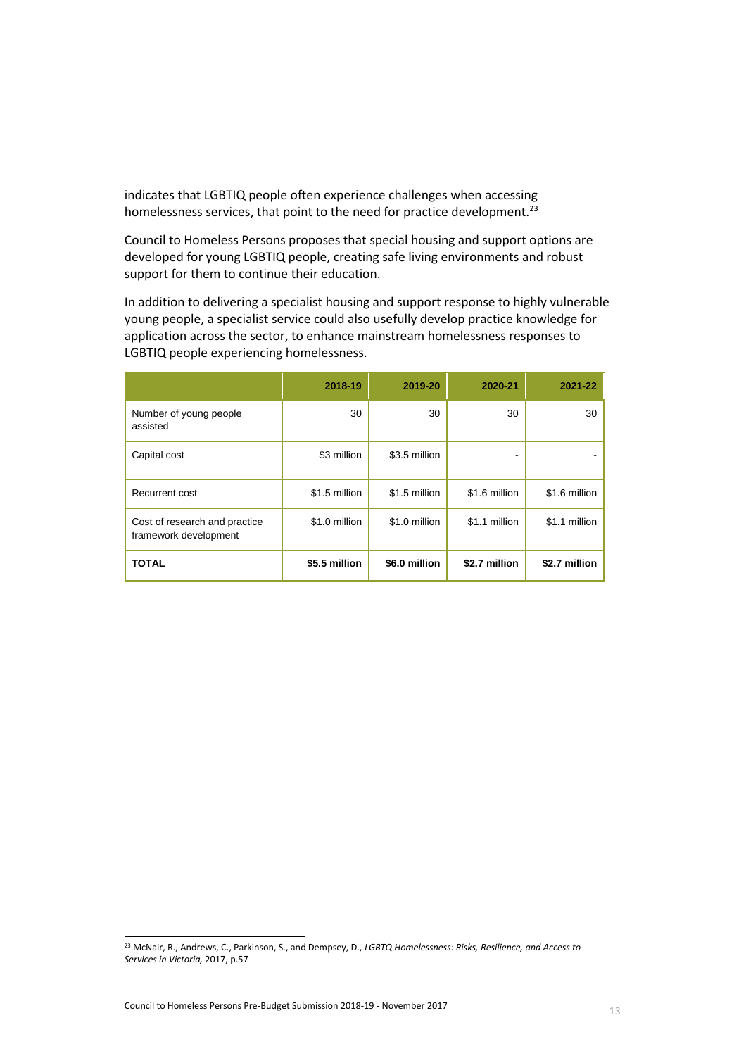indicates that LGBTIQ people often experience challenges when accessing homelessness services, that point to the need for practice development.[23]

Council to Homeless Persons proposes that special housing and support options are developed for young LGBTIQ people, creating safe living environments and robust support for them to continue their education.

In addition to delivering a specialist housing and support response to highly vulnerable young people, a specialist service could also usefully develop practice knowledge for application across the sector, to enhance mainstream homelessness responses to LGBTIQ people experiencing homelessness.

| | 2018-19 | 2019-20 | 2020-21 | 2021-22 |
|---|---|---|---|---|
| Number of young people assisted | 30 | 30 | 30 | 30 |
| Capital cost | $3 million | $3.5 million | - | - |
| Recurrent cost | $1.5 million | $1.5 million | $1.6 million | $1.6 million |
| Cost of research and practice framework development | $1.0 million | $1.0 million | $1.1 million | $1.1 million |
| **TOTAL** | **$5.5 million** | **$6.0 million** | **$2.7 million** | **$2.7 million** |

[23] McNair, R., Andrews, C., Parkinson, S., and Dempsey, D., *LGBTQ Homelessness: Risks, Resilience, and Access to Services in Victoria,* 2017, p.57